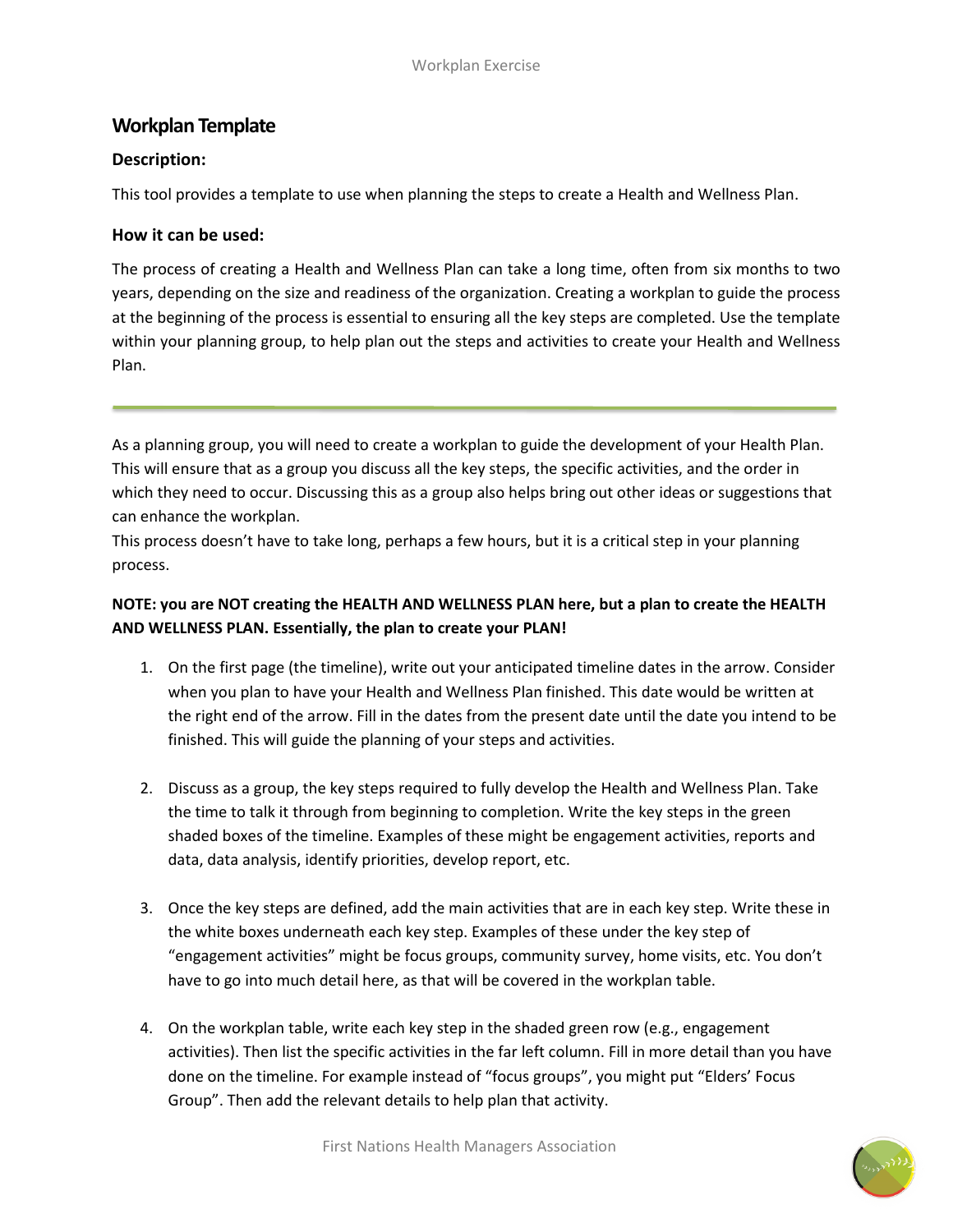## Workplan Template

### Description:

This tool provides a template to use when planning the steps to create a Health and Wellness Plan.

### How it can be used:

The process of creating a Health and Wellness Plan can take a long time, often from six months to two years, depending on the size and readiness of the organization. Creating a workplan to guide the process at the beginning of the process is essential to ensuring all the key steps are completed. Use the template within your planning group, to help plan out the steps and activities to create your Health and Wellness Plan.

---

As a planning group, you will need to create a workplan to guide the development of your Health Plan. This will ensure that as a group you discuss all the key steps, the specific activities, and the order in which they need to occur. Discussing this as a group also helps bring out other ideas or suggestions that can enhance the workplan.

This process doesn't have to take long, perhaps a few hours, but it is a critical step in your planning process.

**NOTE: you are NOT creating the HEALTH AND WELLNESS PLAN here, but a plan to create the HEALTH AND WELLNESS PLAN. Essentially, the plan to create your PLAN!**

1. On the first page (the timeline), write out your anticipated timeline dates in the arrow. Consider when you plan to have your Health and Wellness Plan finished. This date would be written at the right end of the arrow. Fill in the dates from the present date until the date you intend to be finished. This will guide the planning of your steps and activities.

2. Discuss as a group, the key steps required to fully develop the Health and Wellness Plan. Take the time to talk it through from beginning to completion. Write the key steps in the green shaded boxes of the timeline. Examples of these might be engagement activities, reports and data, data analysis, identify priorities, develop report, etc.

3. Once the key steps are defined, add the main activities that are in each key step. Write these in the white boxes underneath each key step. Examples of these under the key step of "engagement activities" might be focus groups, community survey, home visits, etc. You don't have to go into much detail here, as that will be covered in the workplan table.

4. On the workplan table, write each key step in the shaded green row (e.g., engagement activities). Then list the specific activities in the far left column. Fill in more detail than you have done on the timeline. For example instead of "focus groups", you might put "Elders' Focus Group". Then add the relevant details to help plan that activity.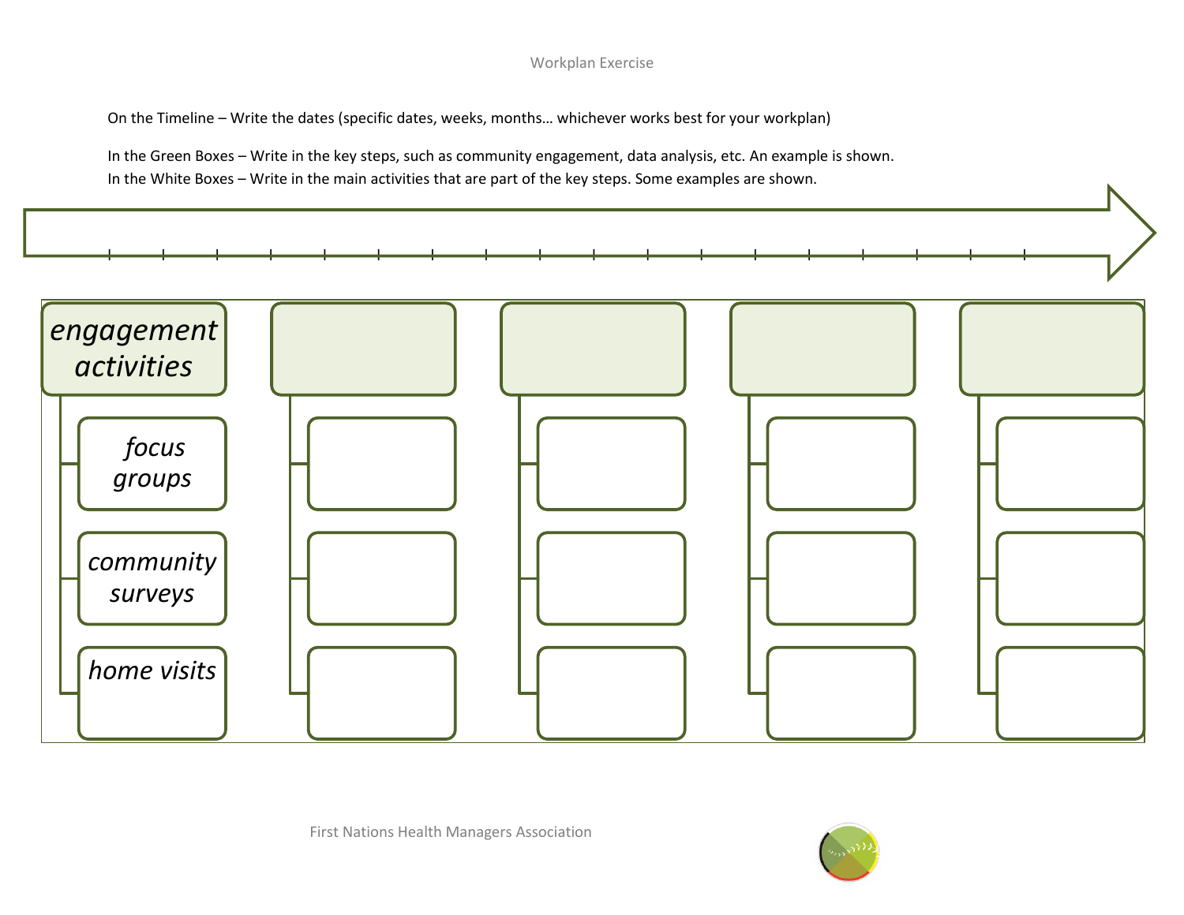On the Timeline – Write the dates (specific dates, weeks, months… whichever works best for your workplan)

In the Green Boxes – Write in the key steps, such as community engagement, data analysis, etc. An example is shown.

In the White Boxes – Write in the main activities that are part of the key steps. Some examples are shown.

| *engagement activities* | | | | |
|---|---|---|---|---|
| *focus groups* | | | | |
| *community surveys* | | | | |
| *home visits* | | | | |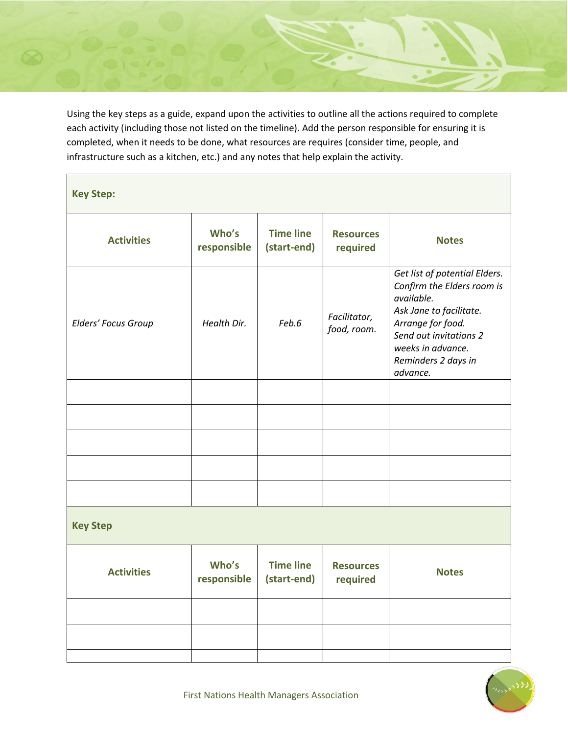Using the key steps as a guide, expand upon the activities to outline all the actions required to complete each activity (including those not listed on the timeline). Add the person responsible for ensuring it is completed, when it needs to be done, what resources are requires (consider time, people, and infrastructure such as a kitchen, etc.) and any notes that help explain the activity.

**Key Step:**

| Activities | Who's responsible | Time line (start-end) | Resources required | Notes |
|---|---|---|---|---|
| *Elders' Focus Group* | *Health Dir.* | *Feb.6* | *Facilitator, food, room.* | *Get list of potential Elders. Confirm the Elders room is available. Ask Jane to facilitate. Arrange for food. Send out invitations 2 weeks in advance. Reminders 2 days in advance.* |
| | | | | |
| | | | | |
| | | | | |
| | | | | |
| | | | | |

**Key Step**

| Activities | Who's responsible | Time line (start-end) | Resources required | Notes |
|---|---|---|---|---|
| | | | | |
| | | | | |
| | | | | |

First Nations Health Managers Association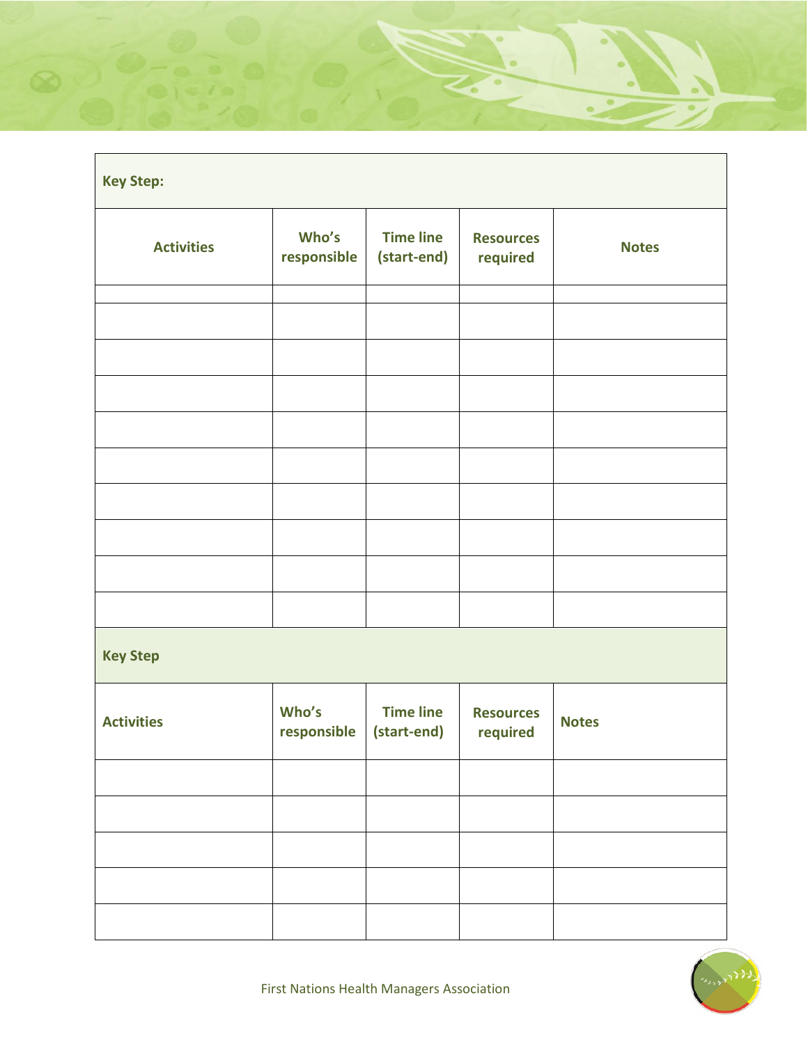| Key Step: | | | | |
|---|---|---|---|---|
| **Activities** | **Who's responsible** | **Time line (start-end)** | **Resources required** | **Notes** |
| | | | | |
| | | | | |
| | | | | |
| | | | | |
| | | | | |
| | | | | |
| | | | | |
| | | | | |
| | | | | |
| | | | | |

| Key Step | | | | |
|---|---|---|---|---|
| **Activities** | **Who's responsible** | **Time line (start-end)** | **Resources required** | **Notes** |
| | | | | |
| | | | | |
| | | | | |
| | | | | |
| | | | | |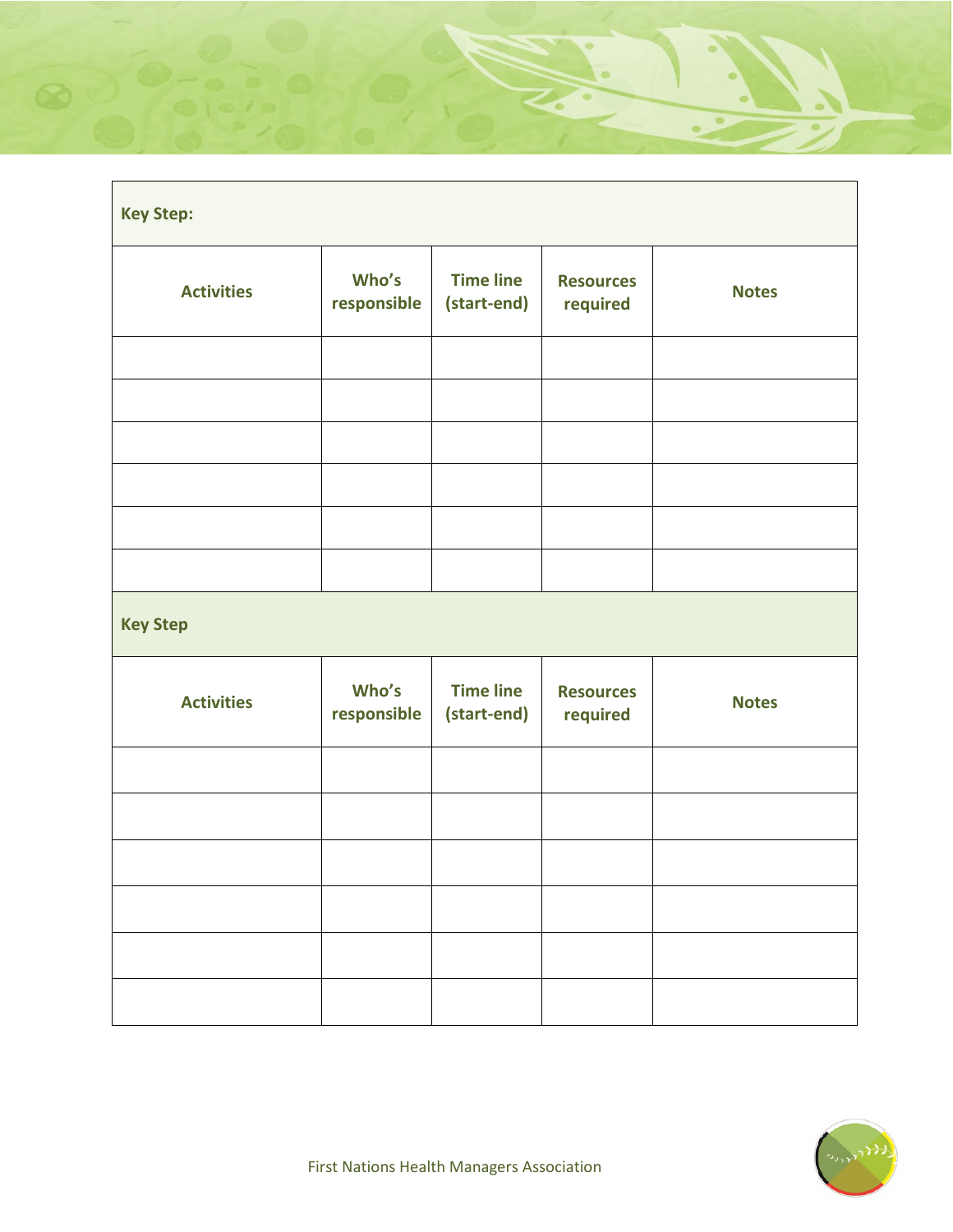**Key Step:**

| Activities | Who's responsible | Time line (start-end) | Resources required | Notes |
|---|---|---|---|---|
| | | | | |
| | | | | |
| | | | | |
| | | | | |
| | | | | |
| | | | | |

**Key Step**

| Activities | Who's responsible | Time line (start-end) | Resources required | Notes |
|---|---|---|---|---|
| | | | | |
| | | | | |
| | | | | |
| | | | | |
| | | | | |
| | | | | |